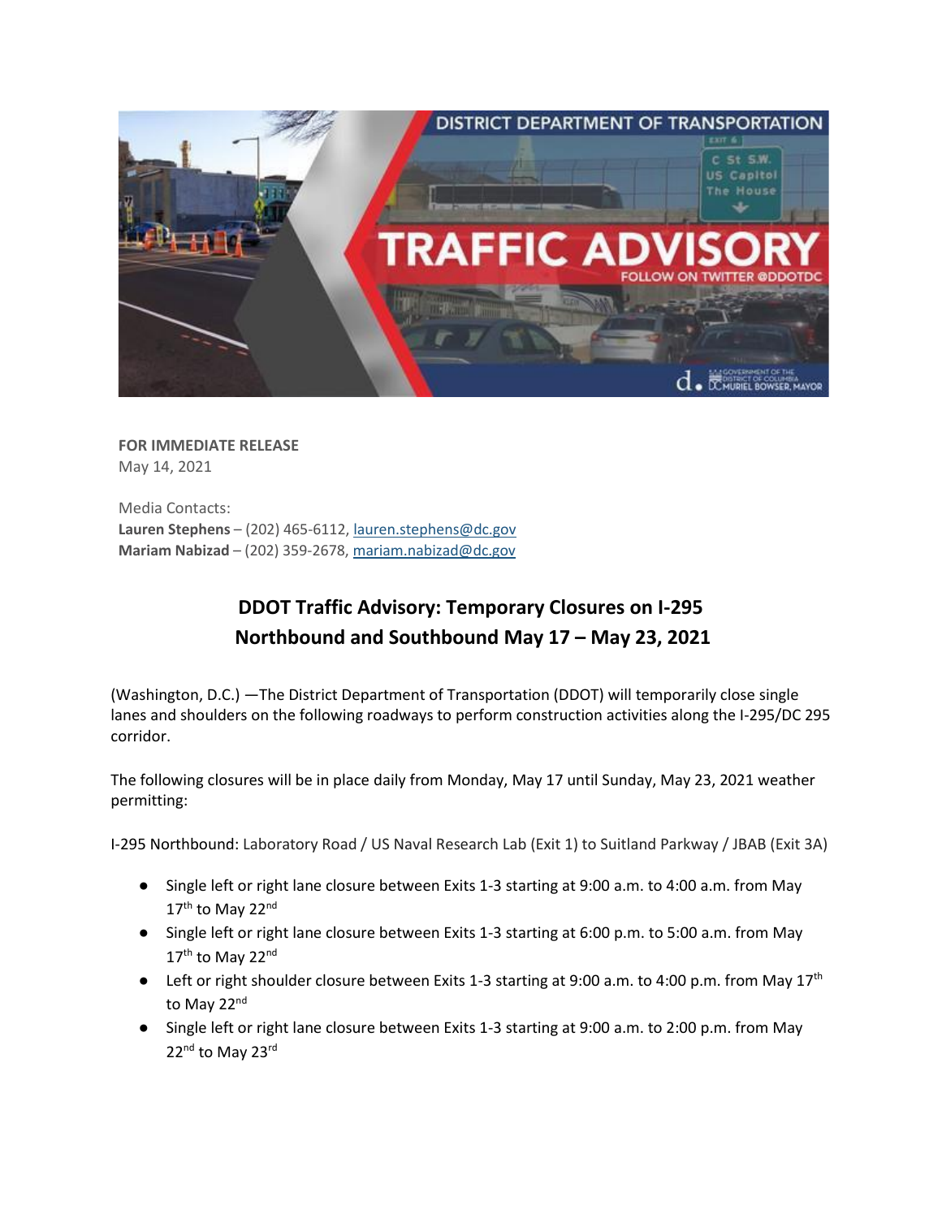**FOR IMMEDIATE RELEASE**
May 14, 2021

Media Contacts:
**Lauren Stephens** – (202) 465-6112, lauren.stephens@dc.gov
**Mariam Nabizad** – (202) 359-2678, mariam.nabizad@dc.gov

## DDOT Traffic Advisory: Temporary Closures on I-295 Northbound and Southbound May 17 – May 23, 2021

(Washington, D.C.) —The District Department of Transportation (DDOT) will temporarily close single lanes and shoulders on the following roadways to perform construction activities along the I-295/DC 295 corridor.

The following closures will be in place daily from Monday, May 17 until Sunday, May 23, 2021 weather permitting:

I-295 Northbound: Laboratory Road / US Naval Research Lab (Exit 1) to Suitland Parkway / JBAB (Exit 3A)

- Single left or right lane closure between Exits 1-3 starting at 9:00 a.m. to 4:00 a.m. from May 17th to May 22nd
- Single left or right lane closure between Exits 1-3 starting at 6:00 p.m. to 5:00 a.m. from May 17th to May 22nd
- Left or right shoulder closure between Exits 1-3 starting at 9:00 a.m. to 4:00 p.m. from May 17th to May 22nd
- Single left or right lane closure between Exits 1-3 starting at 9:00 a.m. to 2:00 p.m. from May 22nd to May 23rd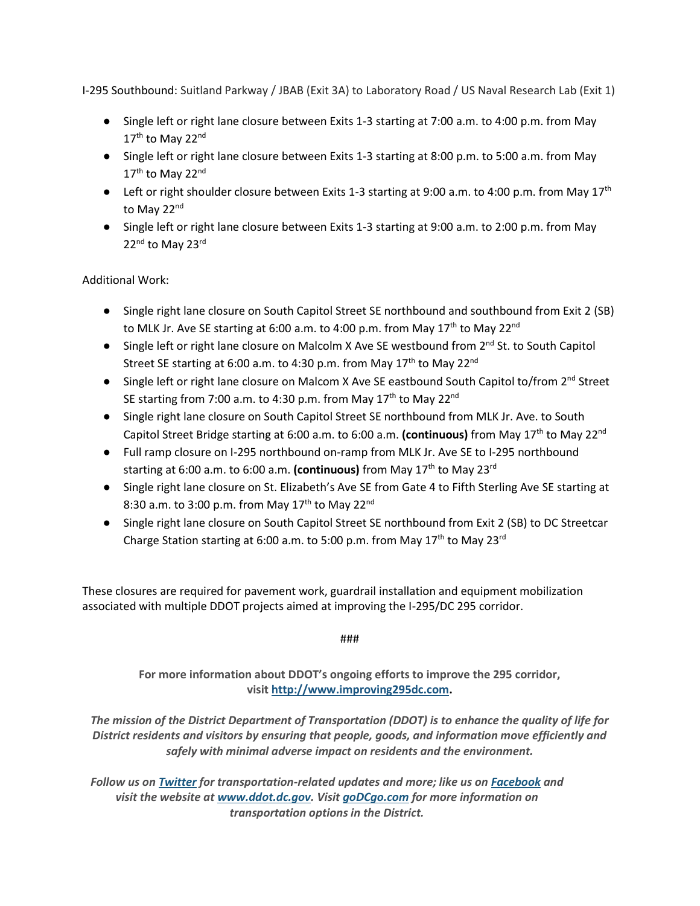I-295 Southbound: Suitland Parkway / JBAB (Exit 3A) to Laboratory Road / US Naval Research Lab (Exit 1)

- Single left or right lane closure between Exits 1-3 starting at 7:00 a.m. to 4:00 p.m. from May 17th to May 22nd
- Single left or right lane closure between Exits 1-3 starting at 8:00 p.m. to 5:00 a.m. from May 17th to May 22nd
- Left or right shoulder closure between Exits 1-3 starting at 9:00 a.m. to 4:00 p.m. from May 17th to May 22nd
- Single left or right lane closure between Exits 1-3 starting at 9:00 a.m. to 2:00 p.m. from May 22nd to May 23rd

Additional Work:

- Single right lane closure on South Capitol Street SE northbound and southbound from Exit 2 (SB) to MLK Jr. Ave SE starting at 6:00 a.m. to 4:00 p.m. from May 17th to May 22nd
- Single left or right lane closure on Malcolm X Ave SE westbound from 2nd St. to South Capitol Street SE starting at 6:00 a.m. to 4:30 p.m. from May 17th to May 22nd
- Single left or right lane closure on Malcom X Ave SE eastbound South Capitol to/from 2nd Street SE starting from 7:00 a.m. to 4:30 p.m. from May 17th to May 22nd
- Single right lane closure on South Capitol Street SE northbound from MLK Jr. Ave. to South Capitol Street Bridge starting at 6:00 a.m. to 6:00 a.m. **(continuous)** from May 17th to May 22nd
- Full ramp closure on I-295 northbound on-ramp from MLK Jr. Ave SE to I-295 northbound starting at 6:00 a.m. to 6:00 a.m. **(continuous)** from May 17th to May 23rd
- Single right lane closure on St. Elizabeth's Ave SE from Gate 4 to Fifth Sterling Ave SE starting at 8:30 a.m. to 3:00 p.m. from May 17th to May 22nd
- Single right lane closure on South Capitol Street SE northbound from Exit 2 (SB) to DC Streetcar Charge Station starting at 6:00 a.m. to 5:00 p.m. from May 17th to May 23rd

These closures are required for pavement work, guardrail installation and equipment mobilization associated with multiple DDOT projects aimed at improving the I-295/DC 295 corridor.

###

**For more information about DDOT's ongoing efforts to improve the 295 corridor, visit http://www.improving295dc.com.**

***The mission of the District Department of Transportation (DDOT) is to enhance the quality of life for District residents and visitors by ensuring that people, goods, and information move efficiently and safely with minimal adverse impact on residents and the environment.***

***Follow us on Twitter for transportation-related updates and more; like us on Facebook and visit the website at www.ddot.dc.gov. Visit goDCgo.com for more information on transportation options in the District.***